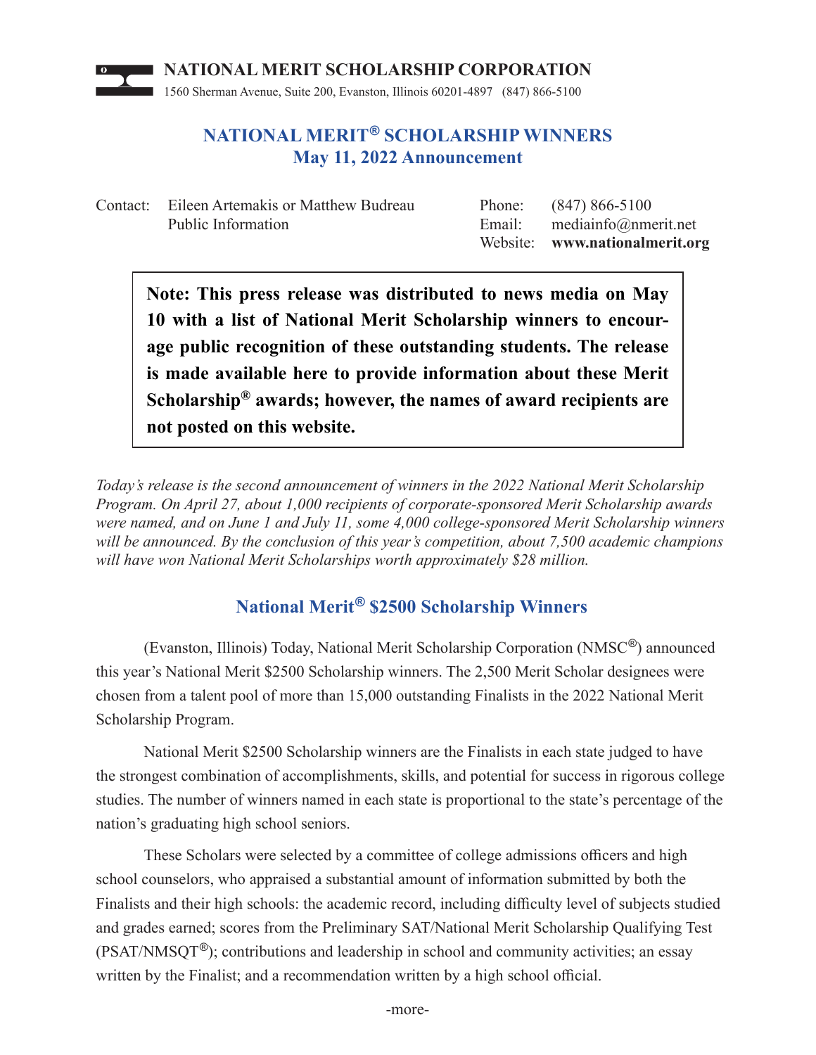**NATIONAL MERIT SCHOLARSHIP CORPORATION**
1560 Sherman Avenue, Suite 200, Evanston, Illinois 60201-4897 (847) 866-5100

# NATIONAL MERIT® SCHOLARSHIP WINNERS
## May 11, 2022 Announcement

| Contact: | Eileen Artemakis or Matthew Budreau | Phone: | (847) 866-5100 |
|---|---|---|---|
| | Public Information | Email: | mediainfo@nmerit.net |
| | | Website: | **www.nationalmerit.org** |

> **Note: This press release was distributed to news media on May 10 with a list of National Merit Scholarship winners to encourage public recognition of these outstanding students. The release is made available here to provide information about these Merit Scholarship® awards; however, the names of award recipients are not posted on this website.**

*Today's release is the second announcement of winners in the 2022 National Merit Scholarship Program. On April 27, about 1,000 recipients of corporate-sponsored Merit Scholarship awards were named, and on June 1 and July 11, some 4,000 college-sponsored Merit Scholarship winners will be announced. By the conclusion of this year's competition, about 7,500 academic champions will have won National Merit Scholarships worth approximately $28 million.*

## National Merit® $2500 Scholarship Winners

(Evanston, Illinois) Today, National Merit Scholarship Corporation (NMSC®) announced this year's National Merit $2500 Scholarship winners. The 2,500 Merit Scholar designees were chosen from a talent pool of more than 15,000 outstanding Finalists in the 2022 National Merit Scholarship Program.

National Merit $2500 Scholarship winners are the Finalists in each state judged to have the strongest combination of accomplishments, skills, and potential for success in rigorous college studies. The number of winners named in each state is proportional to the state's percentage of the nation's graduating high school seniors.

These Scholars were selected by a committee of college admissions officers and high school counselors, who appraised a substantial amount of information submitted by both the Finalists and their high schools: the academic record, including difficulty level of subjects studied and grades earned; scores from the Preliminary SAT/National Merit Scholarship Qualifying Test (PSAT/NMSQT®); contributions and leadership in school and community activities; an essay written by the Finalist; and a recommendation written by a high school official.

-more-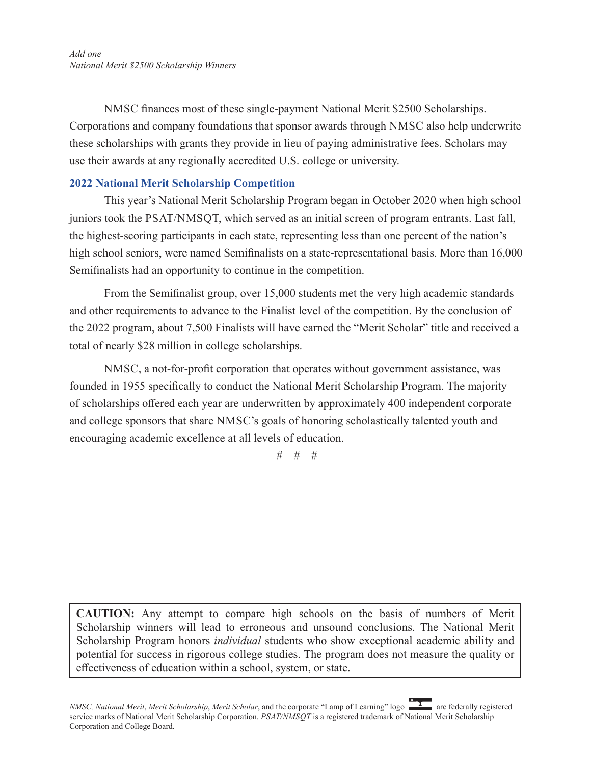*Add one*
*National Merit $2500 Scholarship Winners*

NMSC finances most of these single-payment National Merit $2500 Scholarships. Corporations and company foundations that sponsor awards through NMSC also help underwrite these scholarships with grants they provide in lieu of paying administrative fees. Scholars may use their awards at any regionally accredited U.S. college or university.

**2022 National Merit Scholarship Competition**

This year's National Merit Scholarship Program began in October 2020 when high school juniors took the PSAT/NMSQT, which served as an initial screen of program entrants. Last fall, the highest-scoring participants in each state, representing less than one percent of the nation's high school seniors, were named Semifinalists on a state-representational basis. More than 16,000 Semifinalists had an opportunity to continue in the competition.

From the Semifinalist group, over 15,000 students met the very high academic standards and other requirements to advance to the Finalist level of the competition. By the conclusion of the 2022 program, about 7,500 Finalists will have earned the "Merit Scholar" title and received a total of nearly $28 million in college scholarships.

NMSC, a not-for-profit corporation that operates without government assistance, was founded in 1955 specifically to conduct the National Merit Scholarship Program. The majority of scholarships offered each year are underwritten by approximately 400 independent corporate and college sponsors that share NMSC's goals of honoring scholastically talented youth and encouraging academic excellence at all levels of education.

# # #

**CAUTION:** Any attempt to compare high schools on the basis of numbers of Merit Scholarship winners will lead to erroneous and unsound conclusions. The National Merit Scholarship Program honors *individual* students who show exceptional academic ability and potential for success in rigorous college studies. The program does not measure the quality or effectiveness of education within a school, system, or state.

*NMSC, National Merit*, *Merit Scholarship*, *Merit Scholar*, and the corporate "Lamp of Learning" logo are federally registered service marks of National Merit Scholarship Corporation. *PSAT/NMSQT* is a registered trademark of National Merit Scholarship Corporation and College Board.